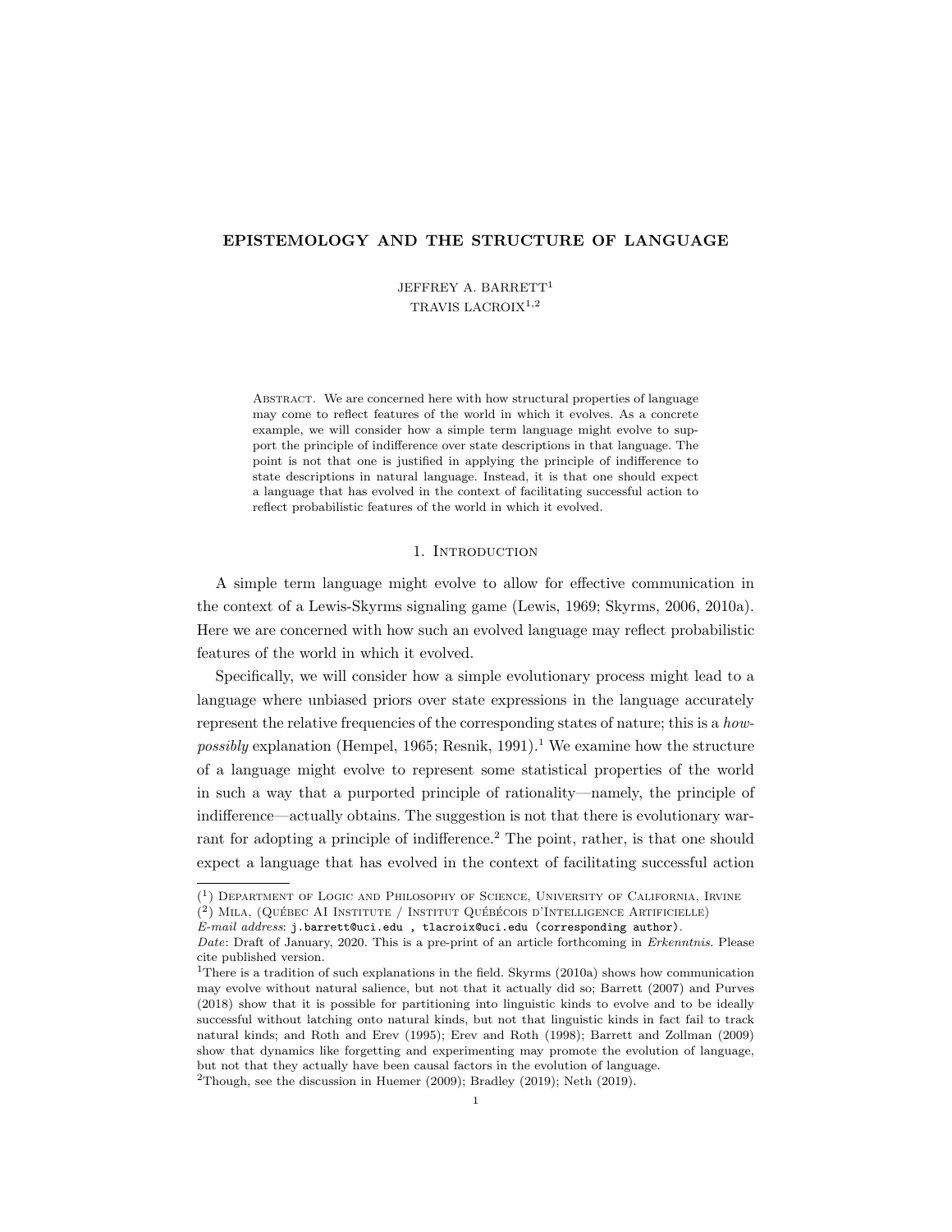# EPISTEMOLOGY AND THE STRUCTURE OF LANGUAGE

JEFFREY A. BARRETT[1]
TRAVIS LACROIX[1,2]

Abstract. We are concerned here with how structural properties of language may come to reflect features of the world in which it evolves. As a concrete example, we will consider how a simple term language might evolve to support the principle of indifference over state descriptions in that language. The point is not that one is justified in applying the principle of indifference to state descriptions in natural language. Instead, it is that one should expect a language that has evolved in the context of facilitating successful action to reflect probabilistic features of the world in which it evolved.

## 1. Introduction

A simple term language might evolve to allow for effective communication in the context of a Lewis-Skyrms signaling game (Lewis, 1969; Skyrms, 2006, 2010a). Here we are concerned with how such an evolved language may reflect probabilistic features of the world in which it evolved.

Specifically, we will consider how a simple evolutionary process might lead to a language where unbiased priors over state expressions in the language accurately represent the relative frequencies of the corresponding states of nature; this is a *how-possibly* explanation (Hempel, 1965; Resnik, 1991).[1] We examine how the structure of a language might evolve to represent some statistical properties of the world in such a way that a purported principle of rationality—namely, the principle of indifference—actually obtains. The suggestion is not that there is evolutionary warrant for adopting a principle of indifference.[2] The point, rather, is that one should expect a language that has evolved in the context of facilitating successful action

([1]) Department of Logic and Philosophy of Science, University of California, Irvine
([2]) Mila, (Québec AI Institute / Institut Québécois d'Intelligence Artificielle)
*E-mail address*: j.barrett@uci.edu , tlacroix@uci.edu (corresponding author).
*Date*: Draft of January, 2020. This is a pre-print of an article forthcoming in *Erkenntnis*. Please cite published version.

[1]There is a tradition of such explanations in the field. Skyrms (2010a) shows how communication may evolve without natural salience, but not that it actually did so; Barrett (2007) and Purves (2018) show that it is possible for partitioning into linguistic kinds to evolve and to be ideally successful without latching onto natural kinds, but not that linguistic kinds in fact fail to track natural kinds; and Roth and Erev (1995); Erev and Roth (1998); Barrett and Zollman (2009) show that dynamics like forgetting and experimenting may promote the evolution of language, but not that they actually have been causal factors in the evolution of language.

[2]Though, see the discussion in Huemer (2009); Bradley (2019); Neth (2019).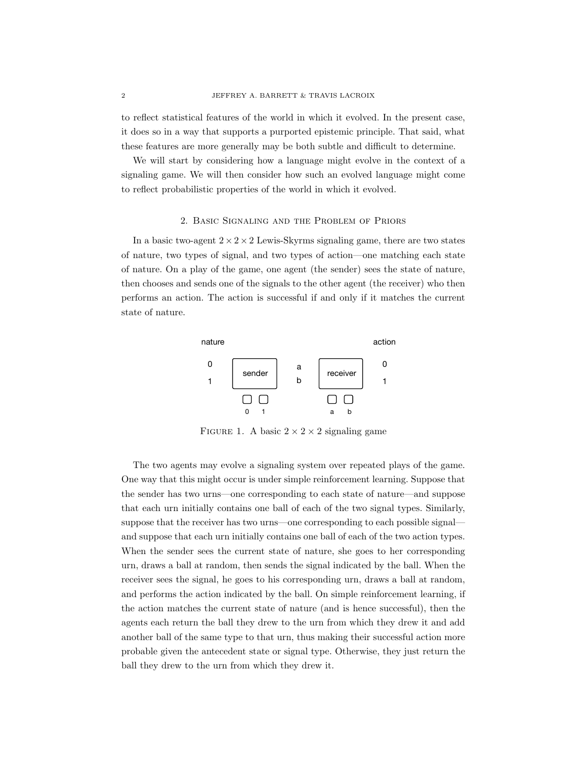to reflect statistical features of the world in which it evolved. In the present case, it does so in a way that supports a purported epistemic principle. That said, what these features are more generally may be both subtle and difficult to determine.

We will start by considering how a language might evolve in the context of a signaling game. We will then consider how such an evolved language might come to reflect probabilistic properties of the world in which it evolved.

## 2. Basic Signaling and the Problem of Priors

In a basic two-agent $2 \times 2 \times 2$ Lewis-Skyrms signaling game, there are two states of nature, two types of signal, and two types of action—one matching each state of nature. On a play of the game, one agent (the sender) sees the state of nature, then chooses and sends one of the signals to the other agent (the receiver) who then performs an action. The action is successful if and only if it matches the current state of nature.

nature

0

1

sender

0 1

a

b

receiver

a b

action

0

1

Figure 1. A basic $2 \times 2 \times 2$ signaling game

The two agents may evolve a signaling system over repeated plays of the game. One way that this might occur is under simple reinforcement learning. Suppose that the sender has two urns—one corresponding to each state of nature—and suppose that each urn initially contains one ball of each of the two signal types. Similarly, suppose that the receiver has two urns—one corresponding to each possible signal—and suppose that each urn initially contains one ball of each of the two action types. When the sender sees the current state of nature, she goes to her corresponding urn, draws a ball at random, then sends the signal indicated by the ball. When the receiver sees the signal, he goes to his corresponding urn, draws a ball at random, and performs the action indicated by the ball. On simple reinforcement learning, if the action matches the current state of nature (and is hence successful), then the agents each return the ball they drew to the urn from which they drew it and add another ball of the same type to that urn, thus making their successful action more probable given the antecedent state or signal type. Otherwise, they just return the ball they drew to the urn from which they drew it.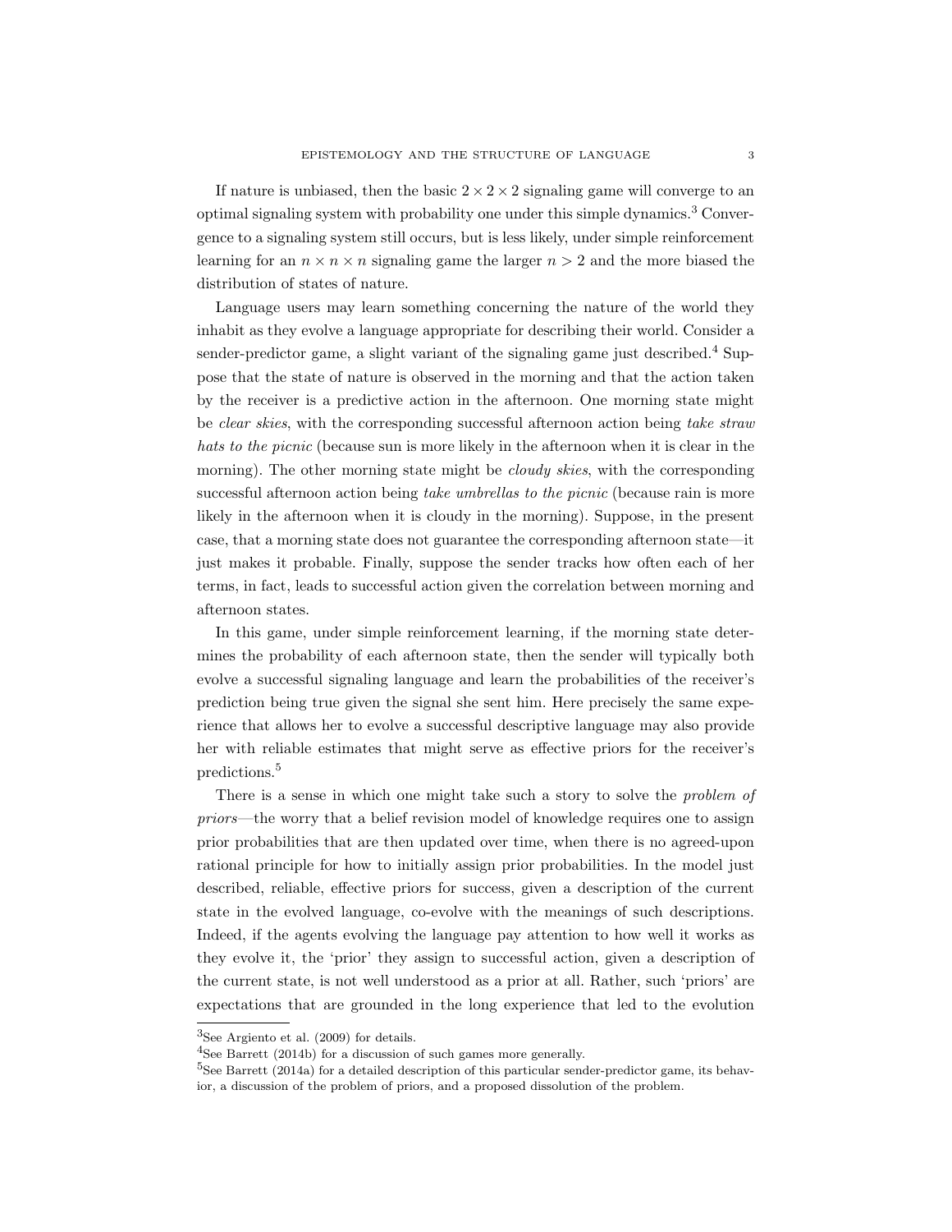If nature is unbiased, then the basic $2 \times 2 \times 2$ signaling game will converge to an optimal signaling system with probability one under this simple dynamics.[3] Convergence to a signaling system still occurs, but is less likely, under simple reinforcement learning for an $n \times n \times n$ signaling game the larger $n > 2$ and the more biased the distribution of states of nature.

Language users may learn something concerning the nature of the world they inhabit as they evolve a language appropriate for describing their world. Consider a sender-predictor game, a slight variant of the signaling game just described.[4] Suppose that the state of nature is observed in the morning and that the action taken by the receiver is a predictive action in the afternoon. One morning state might be *clear skies*, with the corresponding successful afternoon action being *take straw hats to the picnic* (because sun is more likely in the afternoon when it is clear in the morning). The other morning state might be *cloudy skies*, with the corresponding successful afternoon action being *take umbrellas to the picnic* (because rain is more likely in the afternoon when it is cloudy in the morning). Suppose, in the present case, that a morning state does not guarantee the corresponding afternoon state—it just makes it probable. Finally, suppose the sender tracks how often each of her terms, in fact, leads to successful action given the correlation between morning and afternoon states.

In this game, under simple reinforcement learning, if the morning state determines the probability of each afternoon state, then the sender will typically both evolve a successful signaling language and learn the probabilities of the receiver's prediction being true given the signal she sent him. Here precisely the same experience that allows her to evolve a successful descriptive language may also provide her with reliable estimates that might serve as effective priors for the receiver's predictions.[5]

There is a sense in which one might take such a story to solve the *problem of priors*—the worry that a belief revision model of knowledge requires one to assign prior probabilities that are then updated over time, when there is no agreed-upon rational principle for how to initially assign prior probabilities. In the model just described, reliable, effective priors for success, given a description of the current state in the evolved language, co-evolve with the meanings of such descriptions. Indeed, if the agents evolving the language pay attention to how well it works as they evolve it, the 'prior' they assign to successful action, given a description of the current state, is not well understood as a prior at all. Rather, such 'priors' are expectations that are grounded in the long experience that led to the evolution

[3] See Argiento et al. (2009) for details.

[4] See Barrett (2014b) for a discussion of such games more generally.

[5] See Barrett (2014a) for a detailed description of this particular sender-predictor game, its behavior, a discussion of the problem of priors, and a proposed dissolution of the problem.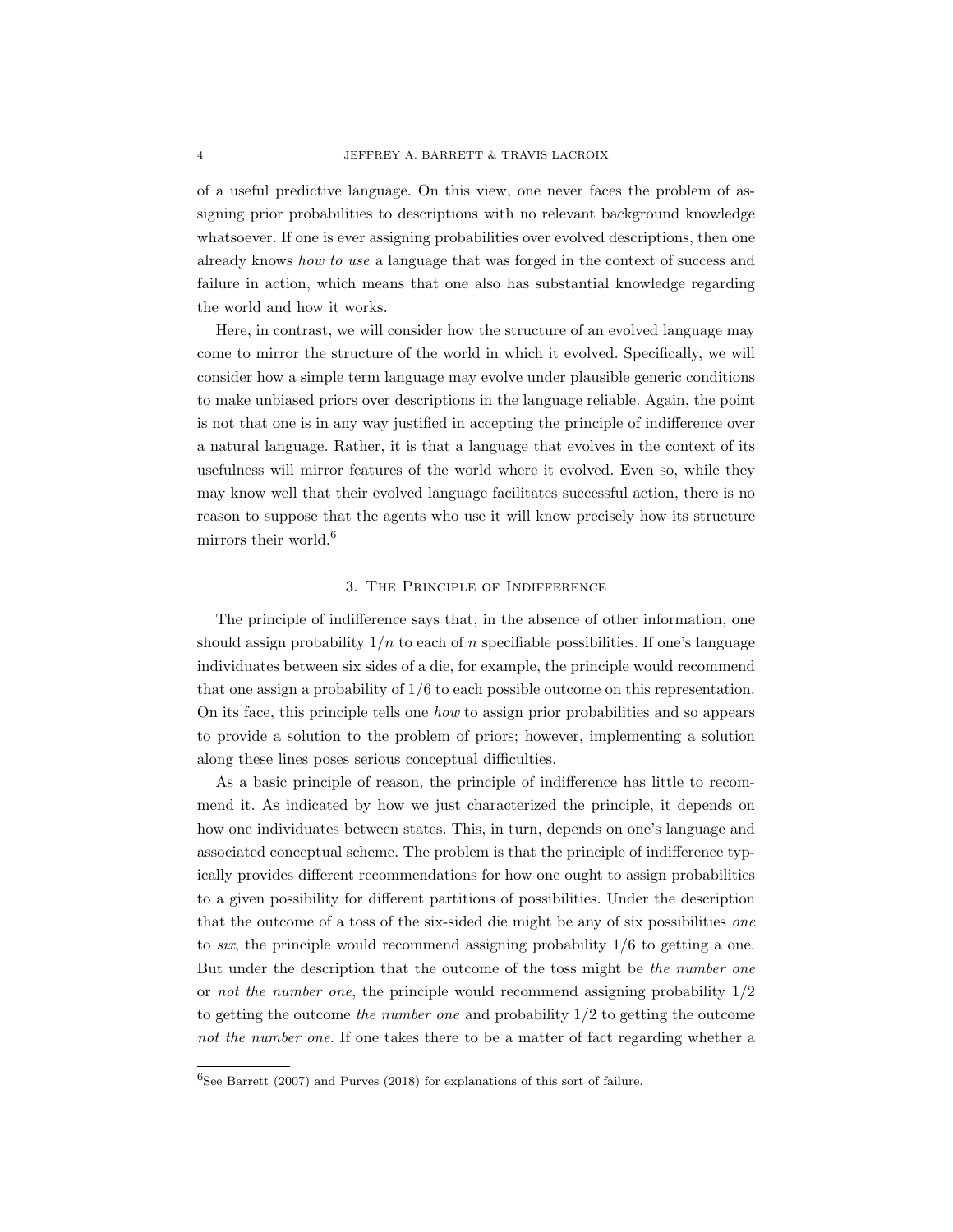of a useful predictive language. On this view, one never faces the problem of assigning prior probabilities to descriptions with no relevant background knowledge whatsoever. If one is ever assigning probabilities over evolved descriptions, then one already knows *how to use* a language that was forged in the context of success and failure in action, which means that one also has substantial knowledge regarding the world and how it works.

Here, in contrast, we will consider how the structure of an evolved language may come to mirror the structure of the world in which it evolved. Specifically, we will consider how a simple term language may evolve under plausible generic conditions to make unbiased priors over descriptions in the language reliable. Again, the point is not that one is in any way justified in accepting the principle of indifference over a natural language. Rather, it is that a language that evolves in the context of its usefulness will mirror features of the world where it evolved. Even so, while they may know well that their evolved language facilitates successful action, there is no reason to suppose that the agents who use it will know precisely how its structure mirrors their world.[6]

## 3. The Principle of Indifference

The principle of indifference says that, in the absence of other information, one should assign probability $1/n$ to each of $n$ specifiable possibilities. If one's language individuates between six sides of a die, for example, the principle would recommend that one assign a probability of $1/6$ to each possible outcome on this representation. On its face, this principle tells one *how* to assign prior probabilities and so appears to provide a solution to the problem of priors; however, implementing a solution along these lines poses serious conceptual difficulties.

As a basic principle of reason, the principle of indifference has little to recommend it. As indicated by how we just characterized the principle, it depends on how one individuates between states. This, in turn, depends on one's language and associated conceptual scheme. The problem is that the principle of indifference typically provides different recommendations for how one ought to assign probabilities to a given possibility for different partitions of possibilities. Under the description that the outcome of a toss of the six-sided die might be any of six possibilities *one* to *six*, the principle would recommend assigning probability $1/6$ to getting a one. But under the description that the outcome of the toss might be *the number one* or *not the number one*, the principle would recommend assigning probability $1/2$ to getting the outcome *the number one* and probability $1/2$ to getting the outcome *not the number one*. If one takes there to be a matter of fact regarding whether a

[6] See Barrett (2007) and Purves (2018) for explanations of this sort of failure.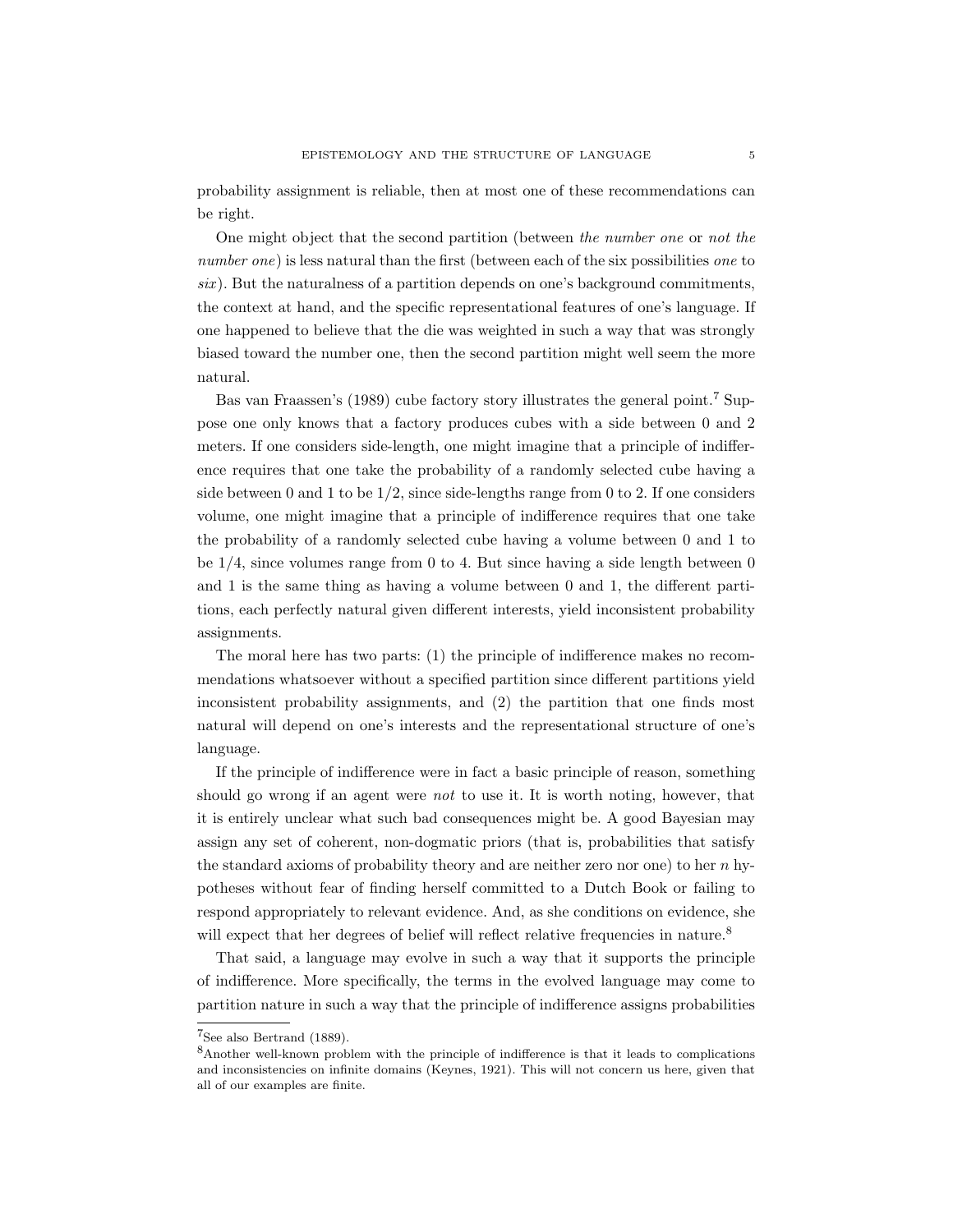probability assignment is reliable, then at most one of these recommendations can be right.

One might object that the second partition (between *the number one* or *not the number one*) is less natural than the first (between each of the six possibilities *one* to *six*). But the naturalness of a partition depends on one's background commitments, the context at hand, and the specific representational features of one's language. If one happened to believe that the die was weighted in such a way that was strongly biased toward the number one, then the second partition might well seem the more natural.

Bas van Fraassen's (1989) cube factory story illustrates the general point.[7] Suppose one only knows that a factory produces cubes with a side between 0 and 2 meters. If one considers side-length, one might imagine that a principle of indifference requires that one take the probability of a randomly selected cube having a side between 0 and 1 to be $1/2$, since side-lengths range from 0 to 2. If one considers volume, one might imagine that a principle of indifference requires that one take the probability of a randomly selected cube having a volume between 0 and 1 to be $1/4$, since volumes range from 0 to 4. But since having a side length between 0 and 1 is the same thing as having a volume between 0 and 1, the different partitions, each perfectly natural given different interests, yield inconsistent probability assignments.

The moral here has two parts: (1) the principle of indifference makes no recommendations whatsoever without a specified partition since different partitions yield inconsistent probability assignments, and (2) the partition that one finds most natural will depend on one's interests and the representational structure of one's language.

If the principle of indifference were in fact a basic principle of reason, something should go wrong if an agent were *not* to use it. It is worth noting, however, that it is entirely unclear what such bad consequences might be. A good Bayesian may assign any set of coherent, non-dogmatic priors (that is, probabilities that satisfy the standard axioms of probability theory and are neither zero nor one) to her $n$ hypotheses without fear of finding herself committed to a Dutch Book or failing to respond appropriately to relevant evidence. And, as she conditions on evidence, she will expect that her degrees of belief will reflect relative frequencies in nature.[8]

That said, a language may evolve in such a way that it supports the principle of indifference. More specifically, the terms in the evolved language may come to partition nature in such a way that the principle of indifference assigns probabilities

[7] See also Bertrand (1889).

[8] Another well-known problem with the principle of indifference is that it leads to complications and inconsistencies on infinite domains (Keynes, 1921). This will not concern us here, given that all of our examples are finite.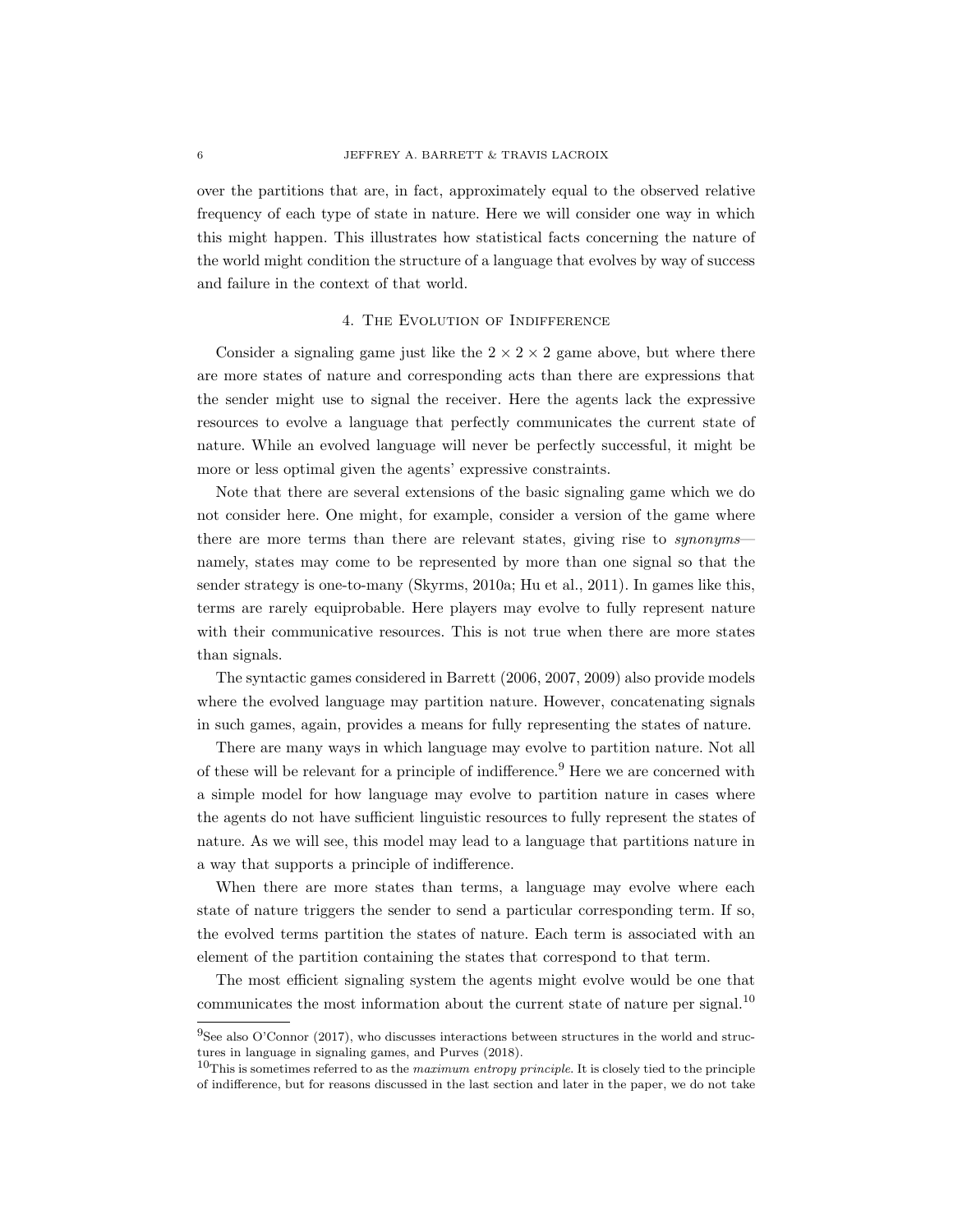over the partitions that are, in fact, approximately equal to the observed relative frequency of each type of state in nature. Here we will consider one way in which this might happen. This illustrates how statistical facts concerning the nature of the world might condition the structure of a language that evolves by way of success and failure in the context of that world.

## 4. The Evolution of Indifference

Consider a signaling game just like the $2 \times 2 \times 2$ game above, but where there are more states of nature and corresponding acts than there are expressions that the sender might use to signal the receiver. Here the agents lack the expressive resources to evolve a language that perfectly communicates the current state of nature. While an evolved language will never be perfectly successful, it might be more or less optimal given the agents' expressive constraints.

Note that there are several extensions of the basic signaling game which we do not consider here. One might, for example, consider a version of the game where there are more terms than there are relevant states, giving rise to *synonyms*—namely, states may come to be represented by more than one signal so that the sender strategy is one-to-many (Skyrms, 2010a; Hu et al., 2011). In games like this, terms are rarely equiprobable. Here players may evolve to fully represent nature with their communicative resources. This is not true when there are more states than signals.

The syntactic games considered in Barrett (2006, 2007, 2009) also provide models where the evolved language may partition nature. However, concatenating signals in such games, again, provides a means for fully representing the states of nature.

There are many ways in which language may evolve to partition nature. Not all of these will be relevant for a principle of indifference.[9] Here we are concerned with a simple model for how language may evolve to partition nature in cases where the agents do not have sufficient linguistic resources to fully represent the states of nature. As we will see, this model may lead to a language that partitions nature in a way that supports a principle of indifference.

When there are more states than terms, a language may evolve where each state of nature triggers the sender to send a particular corresponding term. If so, the evolved terms partition the states of nature. Each term is associated with an element of the partition containing the states that correspond to that term.

The most efficient signaling system the agents might evolve would be one that communicates the most information about the current state of nature per signal.[10]

---

[9]See also O'Connor (2017), who discusses interactions between structures in the world and structures in language in signaling games, and Purves (2018).

[10]This is sometimes referred to as the *maximum entropy principle*. It is closely tied to the principle of indifference, but for reasons discussed in the last section and later in the paper, we do not take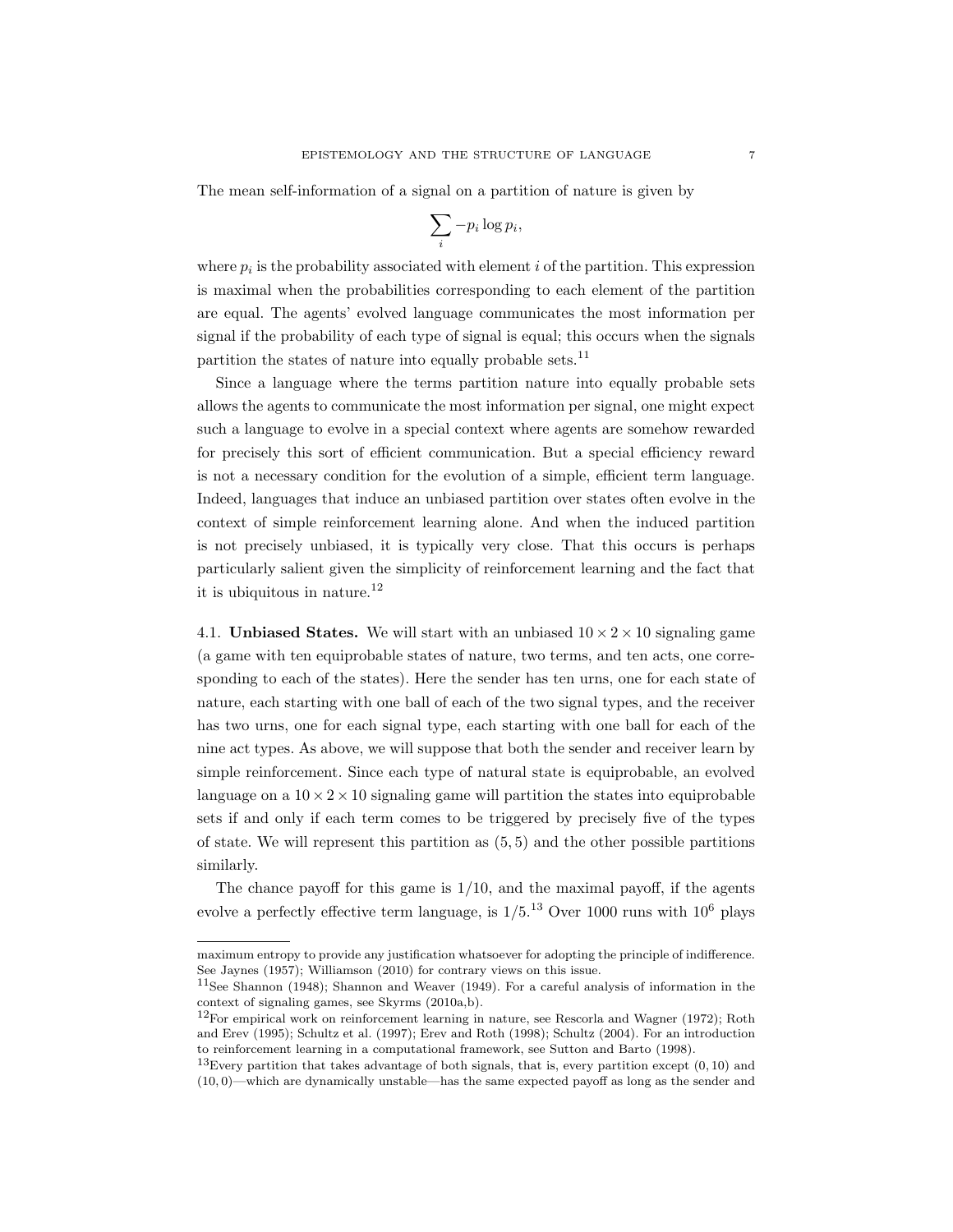The mean self-information of a signal on a partition of nature is given by

$$\sum_i -p_i \log p_i,$$

where $p_i$ is the probability associated with element $i$ of the partition. This expression is maximal when the probabilities corresponding to each element of the partition are equal. The agents' evolved language communicates the most information per signal if the probability of each type of signal is equal; this occurs when the signals partition the states of nature into equally probable sets.[11]

Since a language where the terms partition nature into equally probable sets allows the agents to communicate the most information per signal, one might expect such a language to evolve in a special context where agents are somehow rewarded for precisely this sort of efficient communication. But a special efficiency reward is not a necessary condition for the evolution of a simple, efficient term language. Indeed, languages that induce an unbiased partition over states often evolve in the context of simple reinforcement learning alone. And when the induced partition is not precisely unbiased, it is typically very close. That this occurs is perhaps particularly salient given the simplicity of reinforcement learning and the fact that it is ubiquitous in nature.[12]

4.1. **Unbiased States.** We will start with an unbiased $10 \times 2 \times 10$ signaling game (a game with ten equiprobable states of nature, two terms, and ten acts, one corresponding to each of the states). Here the sender has ten urns, one for each state of nature, each starting with one ball of each of the two signal types, and the receiver has two urns, one for each signal type, each starting with one ball for each of the nine act types. As above, we will suppose that both the sender and receiver learn by simple reinforcement. Since each type of natural state is equiprobable, an evolved language on a $10 \times 2 \times 10$ signaling game will partition the states into equiprobable sets if and only if each term comes to be triggered by precisely five of the types of state. We will represent this partition as $(5, 5)$ and the other possible partitions similarly.

The chance payoff for this game is $1/10$, and the maximal payoff, if the agents evolve a perfectly effective term language, is $1/5$.[13] Over 1000 runs with $10^6$ plays

---

maximum entropy to provide any justification whatsoever for adopting the principle of indifference. See Jaynes (1957); Williamson (2010) for contrary views on this issue.

[11] See Shannon (1948); Shannon and Weaver (1949). For a careful analysis of information in the context of signaling games, see Skyrms (2010a,b).

[12] For empirical work on reinforcement learning in nature, see Rescorla and Wagner (1972); Roth and Erev (1995); Schultz et al. (1997); Erev and Roth (1998); Schultz (2004). For an introduction to reinforcement learning in a computational framework, see Sutton and Barto (1998).

[13] Every partition that takes advantage of both signals, that is, every partition except $(0, 10)$ and $(10, 0)$—which are dynamically unstable—has the same expected payoff as long as the sender and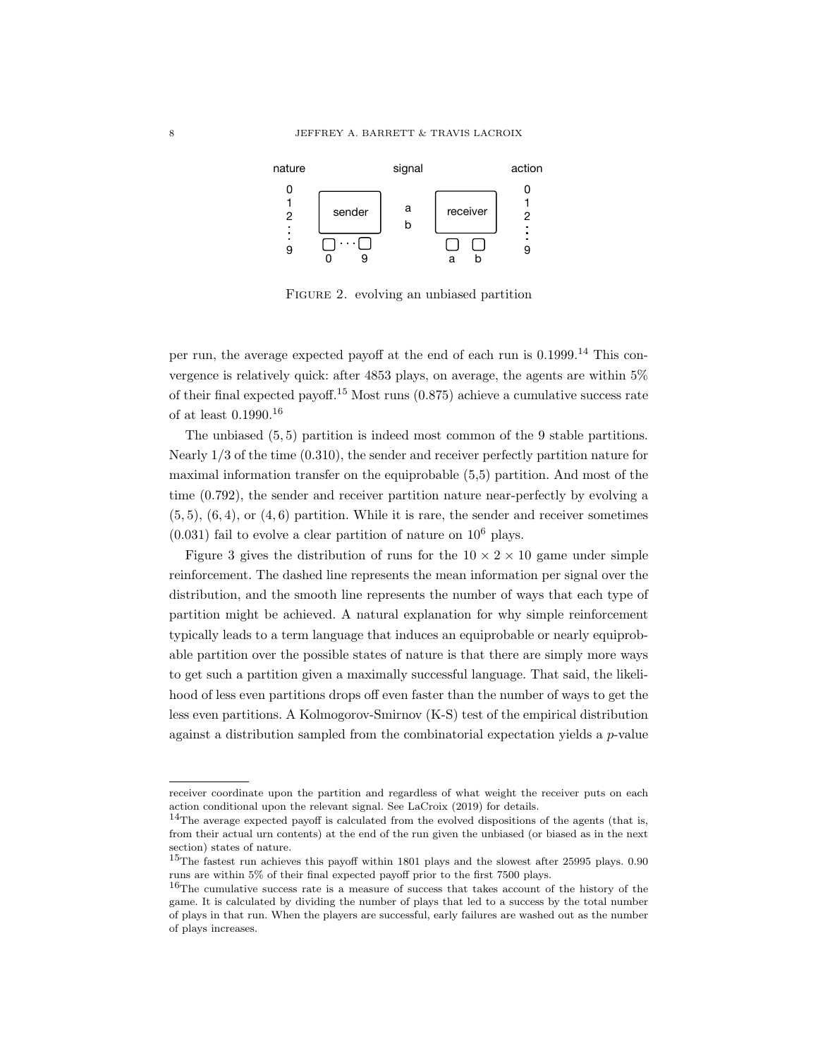nature signal action

0 1 2 ⋮ 9 — sender (0 … 9) — a b — receiver (a b) — 0 1 2 ⋮ 9

FIGURE 2. evolving an unbiased partition

per run, the average expected payoff at the end of each run is 0.1999.[14] This convergence is relatively quick: after 4853 plays, on average, the agents are within 5% of their final expected payoff.[15] Most runs (0.875) achieve a cumulative success rate of at least 0.1990.[16]

The unbiased $(5,5)$ partition is indeed most common of the 9 stable partitions. Nearly 1/3 of the time (0.310), the sender and receiver perfectly partition nature for maximal information transfer on the equiprobable (5,5) partition. And most of the time (0.792), the sender and receiver partition nature near-perfectly by evolving a $(5,5)$, $(6,4)$, or $(4,6)$ partition. While it is rare, the sender and receiver sometimes (0.031) fail to evolve a clear partition of nature on $10^6$ plays.

Figure 3 gives the distribution of runs for the $10 \times 2 \times 10$ game under simple reinforcement. The dashed line represents the mean information per signal over the distribution, and the smooth line represents the number of ways that each type of partition might be achieved. A natural explanation for why simple reinforcement typically leads to a term language that induces an equiprobable or nearly equiprobable partition over the possible states of nature is that there are simply more ways to get such a partition given a maximally successful language. That said, the likelihood of less even partitions drops off even faster than the number of ways to get the less even partitions. A Kolmogorov-Smirnov (K-S) test of the empirical distribution against a distribution sampled from the combinatorial expectation yields a $p$-value

---

receiver coordinate upon the partition and regardless of what weight the receiver puts on each action conditional upon the relevant signal. See LaCroix (2019) for details.

[14]The average expected payoff is calculated from the evolved dispositions of the agents (that is, from their actual urn contents) at the end of the run given the unbiased (or biased as in the next section) states of nature.

[15]The fastest run achieves this payoff within 1801 plays and the slowest after 25995 plays. 0.90 runs are within 5% of their final expected payoff prior to the first 7500 plays.

[16]The cumulative success rate is a measure of success that takes account of the history of the game. It is calculated by dividing the number of plays that led to a success by the total number of plays in that run. When the players are successful, early failures are washed out as the number of plays increases.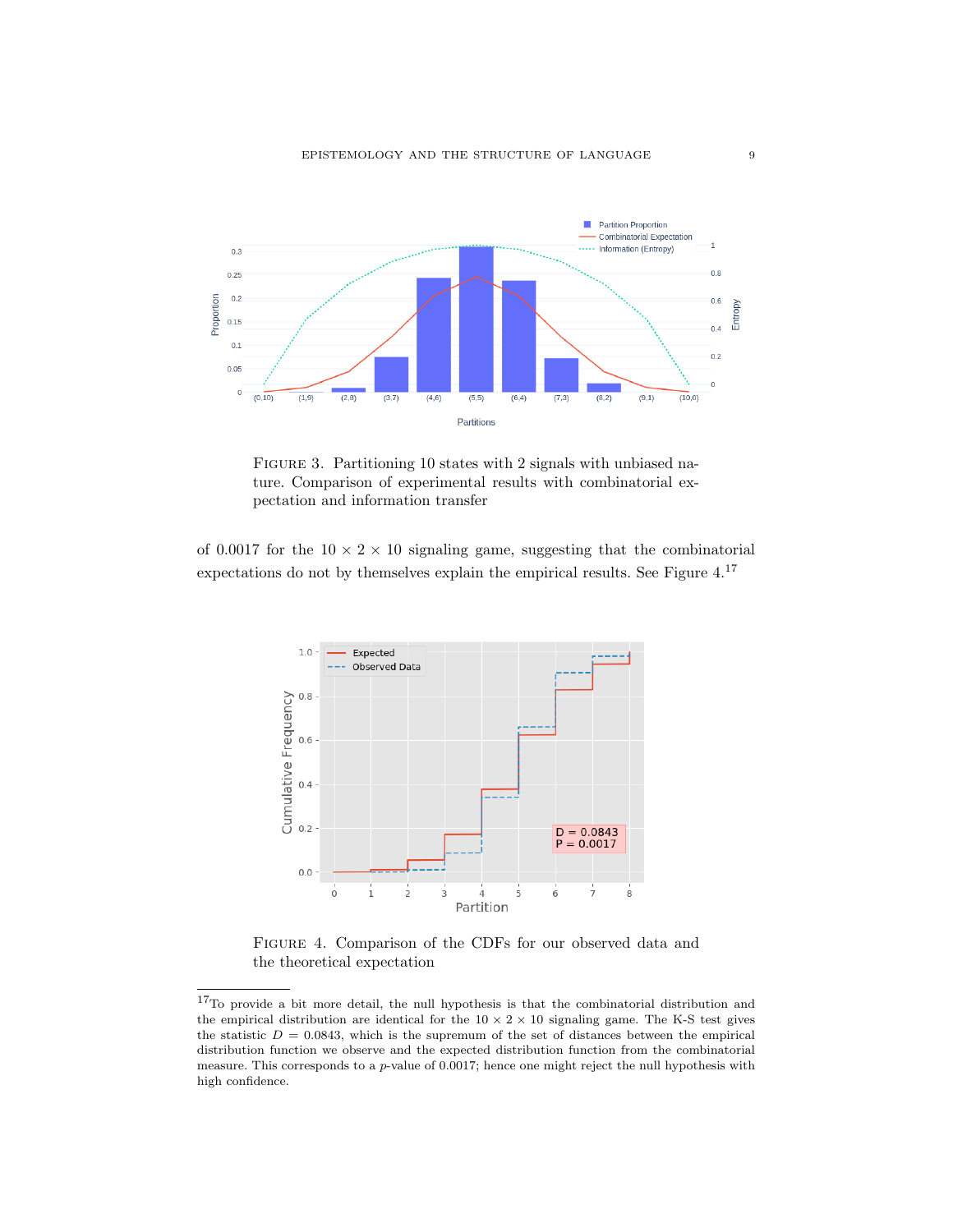FIGURE 3. Partitioning 10 states with 2 signals with unbiased nature. Comparison of experimental results with combinatorial expectation and information transfer

of 0.0017 for the $10 \times 2 \times 10$ signaling game, suggesting that the combinatorial expectations do not by themselves explain the empirical results. See Figure 4.[17]

FIGURE 4. Comparison of the CDFs for our observed data and the theoretical expectation

[17] To provide a bit more detail, the null hypothesis is that the combinatorial distribution and the empirical distribution are identical for the $10 \times 2 \times 10$ signaling game. The K-S test gives the statistic $D = 0.0843$, which is the supremum of the set of distances between the empirical distribution function we observe and the expected distribution function from the combinatorial measure. This corresponds to a $p$-value of 0.0017; hence one might reject the null hypothesis with high confidence.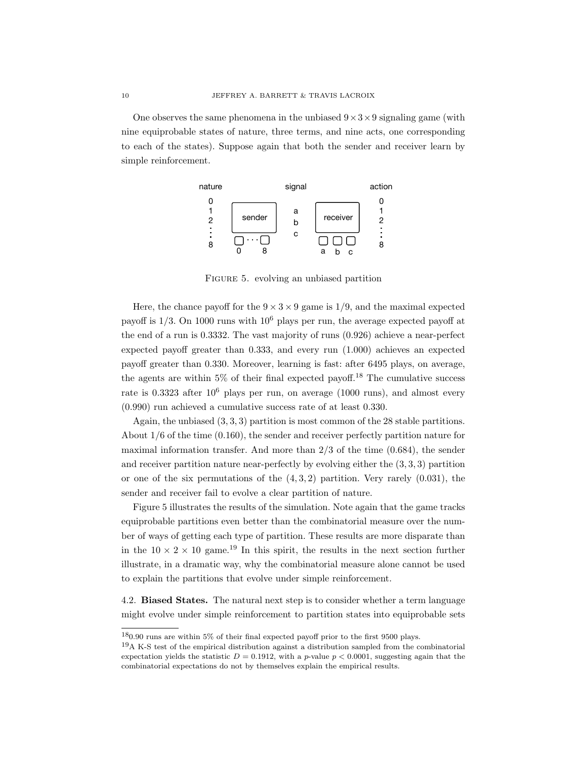One observes the same phenomena in the unbiased $9 \times 3 \times 9$ signaling game (with nine equiprobable states of nature, three terms, and nine acts, one corresponding to each of the states). Suppose again that both the sender and receiver learn by simple reinforcement.

Figure 5. evolving an unbiased partition

Here, the chance payoff for the $9 \times 3 \times 9$ game is $1/9$, and the maximal expected payoff is $1/3$. On 1000 runs with $10^6$ plays per run, the average expected payoff at the end of a run is 0.3332. The vast majority of runs (0.926) achieve a near-perfect expected payoff greater than 0.333, and every run (1.000) achieves an expected payoff greater than 0.330. Moreover, learning is fast: after 6495 plays, on average, the agents are within 5% of their final expected payoff.[18] The cumulative success rate is 0.3323 after $10^6$ plays per run, on average (1000 runs), and almost every (0.990) run achieved a cumulative success rate of at least 0.330.

Again, the unbiased $(3, 3, 3)$ partition is most common of the 28 stable partitions. About $1/6$ of the time (0.160), the sender and receiver perfectly partition nature for maximal information transfer. And more than $2/3$ of the time (0.684), the sender and receiver partition nature near-perfectly by evolving either the $(3, 3, 3)$ partition or one of the six permutations of the $(4, 3, 2)$ partition. Very rarely (0.031), the sender and receiver fail to evolve a clear partition of nature.

Figure 5 illustrates the results of the simulation. Note again that the game tracks equiprobable partitions even better than the combinatorial measure over the number of ways of getting each type of partition. These results are more disparate than in the $10 \times 2 \times 10$ game.[19] In this spirit, the results in the next section further illustrate, in a dramatic way, why the combinatorial measure alone cannot be used to explain the partitions that evolve under simple reinforcement.

### 4.2. **Biased States.**

The natural next step is to consider whether a term language might evolve under simple reinforcement to partition states into equiprobable sets

---

[18] 0.90 runs are within 5% of their final expected payoff prior to the first 9500 plays.

[19] A K-S test of the empirical distribution against a distribution sampled from the combinatorial expectation yields the statistic $D = 0.1912$, with a $p$-value $p < 0.0001$, suggesting again that the combinatorial expectations do not by themselves explain the empirical results.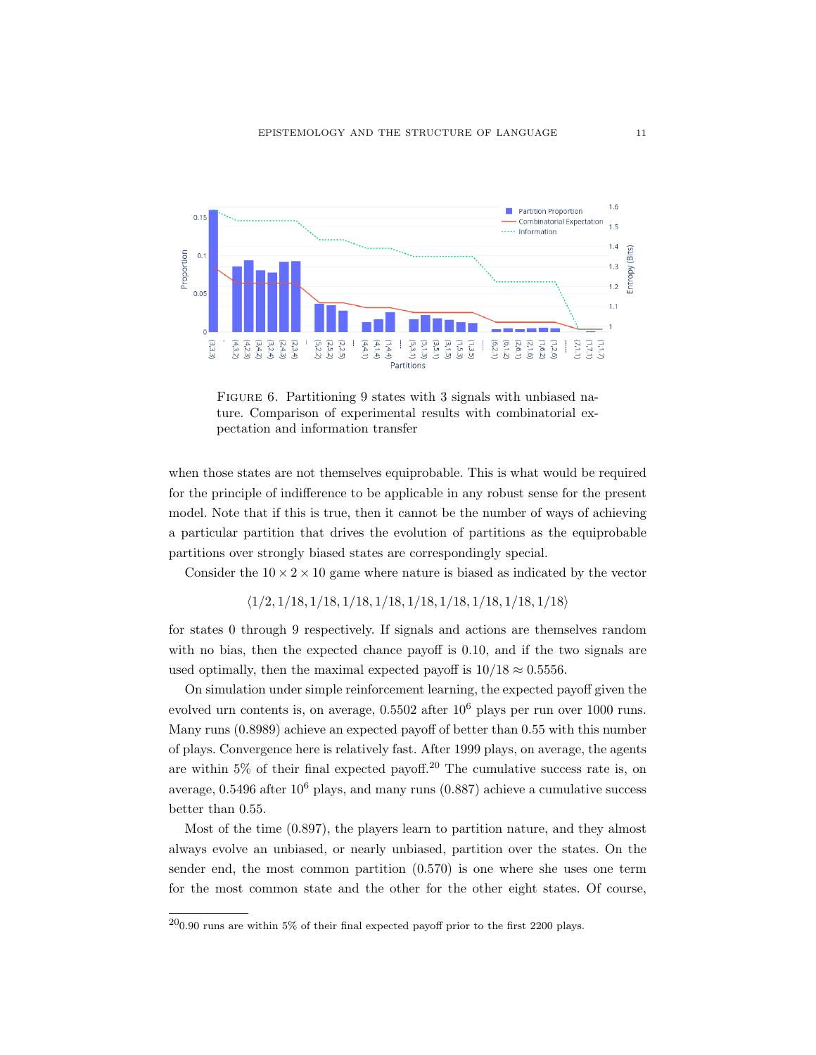FIGURE 6. Partitioning 9 states with 3 signals with unbiased nature. Comparison of experimental results with combinatorial expectation and information transfer

when those states are not themselves equiprobable. This is what would be required for the principle of indifference to be applicable in any robust sense for the present model. Note that if this is true, then it cannot be the number of ways of achieving a particular partition that drives the evolution of partitions as the equiprobable partitions over strongly biased states are correspondingly special.

Consider the $10 \times 2 \times 10$ game where nature is biased as indicated by the vector

$$\langle 1/2, 1/18, 1/18, 1/18, 1/18, 1/18, 1/18, 1/18, 1/18, 1/18 \rangle$$

for states 0 through 9 respectively. If signals and actions are themselves random with no bias, then the expected chance payoff is 0.10, and if the two signals are used optimally, then the maximal expected payoff is $10/18 \approx 0.5556$.

On simulation under simple reinforcement learning, the expected payoff given the evolved urn contents is, on average, 0.5502 after $10^6$ plays per run over 1000 runs. Many runs (0.8989) achieve an expected payoff of better than 0.55 with this number of plays. Convergence here is relatively fast. After 1999 plays, on average, the agents are within 5% of their final expected payoff.[20] The cumulative success rate is, on average, 0.5496 after $10^6$ plays, and many runs (0.887) achieve a cumulative success better than 0.55.

Most of the time (0.897), the players learn to partition nature, and they almost always evolve an unbiased, or nearly unbiased, partition over the states. On the sender end, the most common partition (0.570) is one where she uses one term for the most common state and the other for the other eight states. Of course,

[20] 0.90 runs are within 5% of their final expected payoff prior to the first 2200 plays.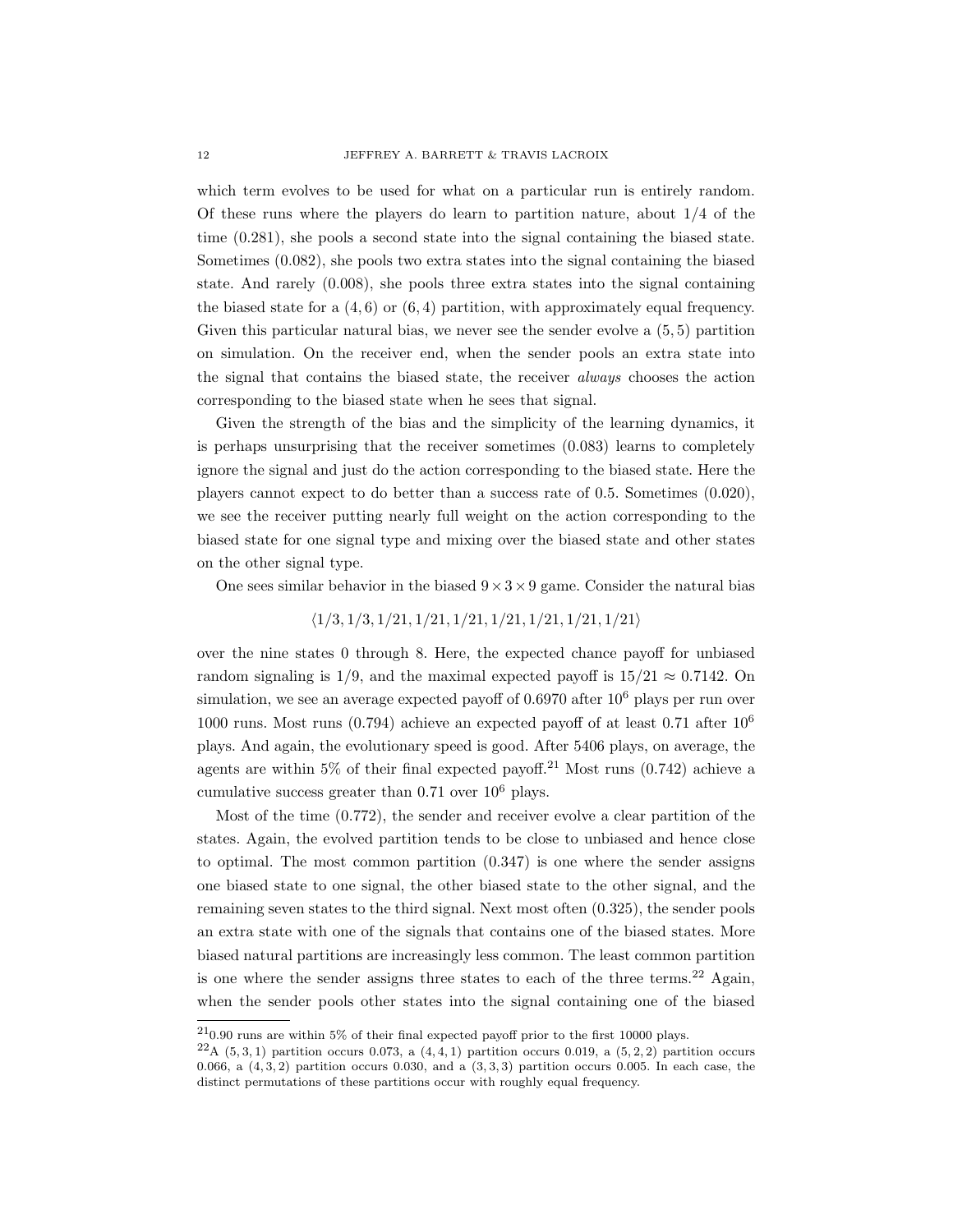which term evolves to be used for what on a particular run is entirely random. Of these runs where the players do learn to partition nature, about 1/4 of the time (0.281), she pools a second state into the signal containing the biased state. Sometimes (0.082), she pools two extra states into the signal containing the biased state. And rarely (0.008), she pools three extra states into the signal containing the biased state for a $(4, 6)$ or $(6, 4)$ partition, with approximately equal frequency. Given this particular natural bias, we never see the sender evolve a $(5, 5)$ partition on simulation. On the receiver end, when the sender pools an extra state into the signal that contains the biased state, the receiver *always* chooses the action corresponding to the biased state when he sees that signal.

Given the strength of the bias and the simplicity of the learning dynamics, it is perhaps unsurprising that the receiver sometimes (0.083) learns to completely ignore the signal and just do the action corresponding to the biased state. Here the players cannot expect to do better than a success rate of 0.5. Sometimes (0.020), we see the receiver putting nearly full weight on the action corresponding to the biased state for one signal type and mixing over the biased state and other states on the other signal type.

One sees similar behavior in the biased $9 \times 3 \times 9$ game. Consider the natural bias

$$\langle 1/3, 1/3, 1/21, 1/21, 1/21, 1/21, 1/21, 1/21, 1/21 \rangle$$

over the nine states 0 through 8. Here, the expected chance payoff for unbiased random signaling is 1/9, and the maximal expected payoff is $15/21 \approx 0.7142$. On simulation, we see an average expected payoff of 0.6970 after $10^6$ plays per run over 1000 runs. Most runs (0.794) achieve an expected payoff of at least 0.71 after $10^6$ plays. And again, the evolutionary speed is good. After 5406 plays, on average, the agents are within 5% of their final expected payoff.[21] Most runs (0.742) achieve a cumulative success greater than 0.71 over $10^6$ plays.

Most of the time (0.772), the sender and receiver evolve a clear partition of the states. Again, the evolved partition tends to be close to unbiased and hence close to optimal. The most common partition (0.347) is one where the sender assigns one biased state to one signal, the other biased state to the other signal, and the remaining seven states to the third signal. Next most often (0.325), the sender pools an extra state with one of the signals that contains one of the biased states. More biased natural partitions are increasingly less common. The least common partition is one where the sender assigns three states to each of the three terms.[22] Again, when the sender pools other states into the signal containing one of the biased

[21] 0.90 runs are within 5% of their final expected payoff prior to the first 10000 plays.

[22] A $(5, 3, 1)$ partition occurs 0.073, a $(4, 4, 1)$ partition occurs 0.019, a $(5, 2, 2)$ partition occurs 0.066, a $(4, 3, 2)$ partition occurs 0.030, and a $(3, 3, 3)$ partition occurs 0.005. In each case, the distinct permutations of these partitions occur with roughly equal frequency.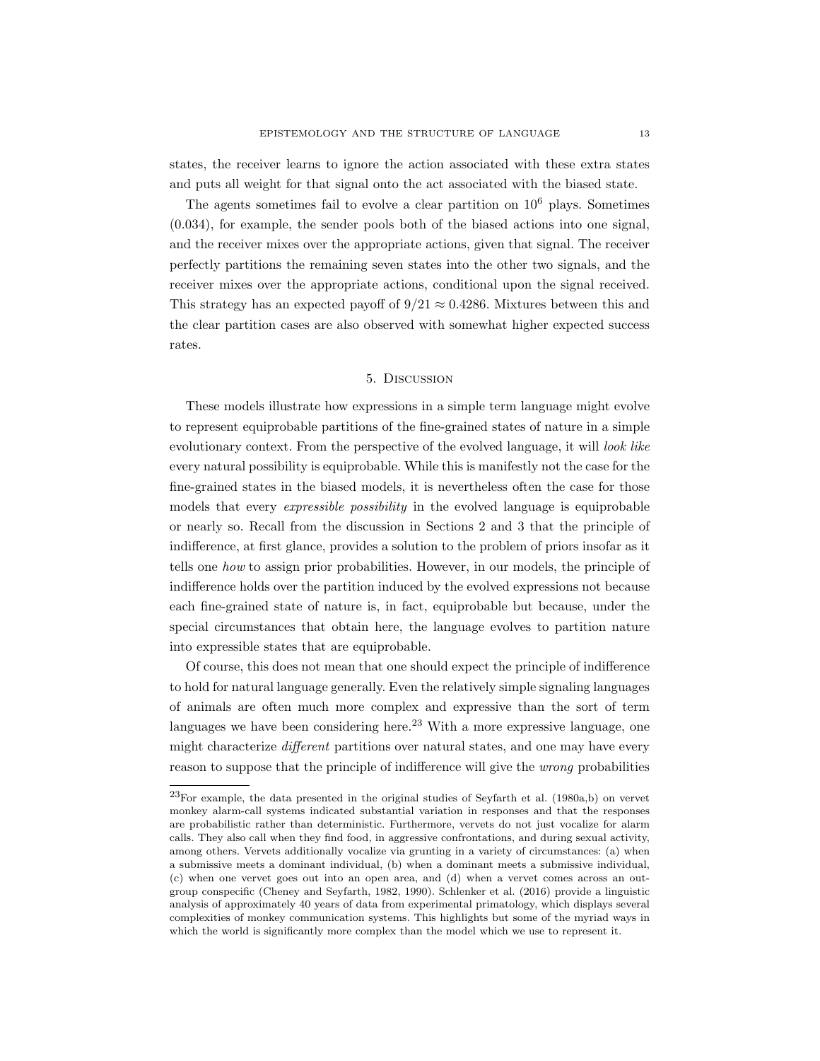states, the receiver learns to ignore the action associated with these extra states and puts all weight for that signal onto the act associated with the biased state.

The agents sometimes fail to evolve a clear partition on $10^6$ plays. Sometimes (0.034), for example, the sender pools both of the biased actions into one signal, and the receiver mixes over the appropriate actions, given that signal. The receiver perfectly partitions the remaining seven states into the other two signals, and the receiver mixes over the appropriate actions, conditional upon the signal received. This strategy has an expected payoff of $9/21 \approx 0.4286$. Mixtures between this and the clear partition cases are also observed with somewhat higher expected success rates.

## 5. Discussion

These models illustrate how expressions in a simple term language might evolve to represent equiprobable partitions of the fine-grained states of nature in a simple evolutionary context. From the perspective of the evolved language, it will *look like* every natural possibility is equiprobable. While this is manifestly not the case for the fine-grained states in the biased models, it is nevertheless often the case for those models that every *expressible possibility* in the evolved language is equiprobable or nearly so. Recall from the discussion in Sections 2 and 3 that the principle of indifference, at first glance, provides a solution to the problem of priors insofar as it tells one *how* to assign prior probabilities. However, in our models, the principle of indifference holds over the partition induced by the evolved expressions not because each fine-grained state of nature is, in fact, equiprobable but because, under the special circumstances that obtain here, the language evolves to partition nature into expressible states that are equiprobable.

Of course, this does not mean that one should expect the principle of indifference to hold for natural language generally. Even the relatively simple signaling languages of animals are often much more complex and expressive than the sort of term languages we have been considering here.[23] With a more expressive language, one might characterize *different* partitions over natural states, and one may have every reason to suppose that the principle of indifference will give the *wrong* probabilities

[23] For example, the data presented in the original studies of Seyfarth et al. (1980a,b) on vervet monkey alarm-call systems indicated substantial variation in responses and that the responses are probabilistic rather than deterministic. Furthermore, vervets do not just vocalize for alarm calls. They also call when they find food, in aggressive confrontations, and during sexual activity, among others. Vervets additionally vocalize via grunting in a variety of circumstances: (a) when a submissive meets a dominant individual, (b) when a dominant meets a submissive individual, (c) when one vervet goes out into an open area, and (d) when a vervet comes across an out-group conspecific (Cheney and Seyfarth, 1982, 1990). Schlenker et al. (2016) provide a linguistic analysis of approximately 40 years of data from experimental primatology, which displays several complexities of monkey communication systems. This highlights but some of the myriad ways in which the world is significantly more complex than the model which we use to represent it.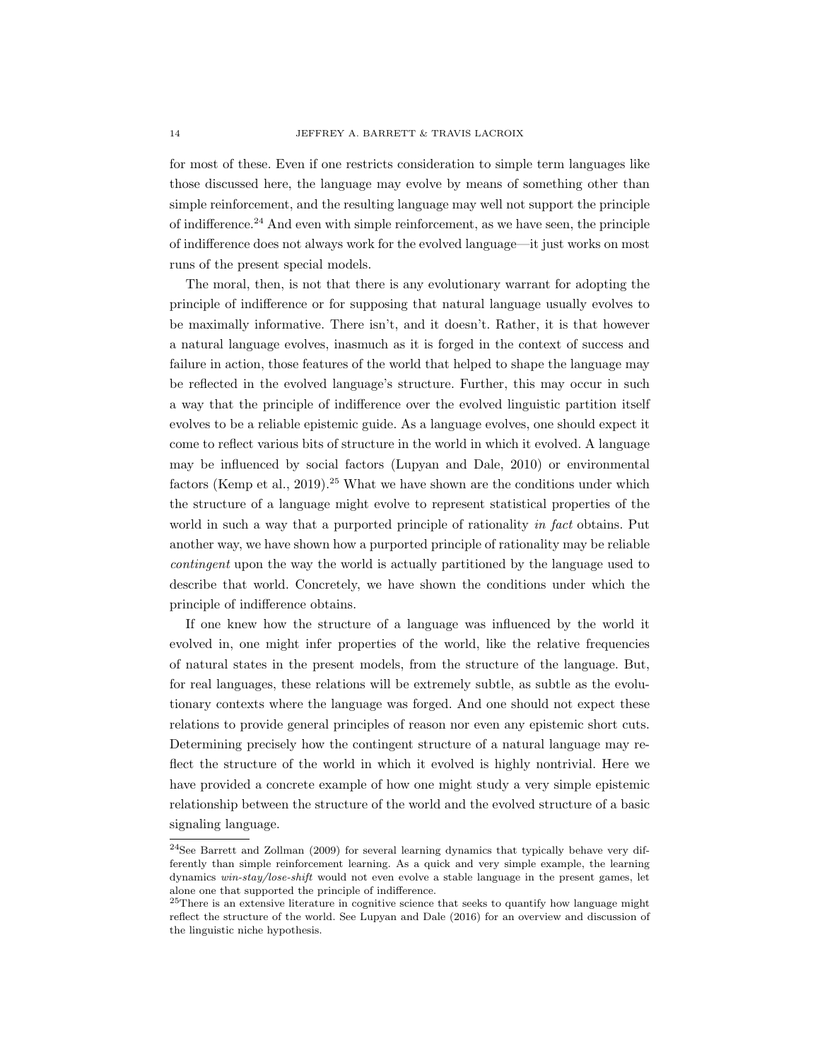for most of these. Even if one restricts consideration to simple term languages like those discussed here, the language may evolve by means of something other than simple reinforcement, and the resulting language may well not support the principle of indifference.[24] And even with simple reinforcement, as we have seen, the principle of indifference does not always work for the evolved language—it just works on most runs of the present special models.

The moral, then, is not that there is any evolutionary warrant for adopting the principle of indifference or for supposing that natural language usually evolves to be maximally informative. There isn't, and it doesn't. Rather, it is that however a natural language evolves, inasmuch as it is forged in the context of success and failure in action, those features of the world that helped to shape the language may be reflected in the evolved language's structure. Further, this may occur in such a way that the principle of indifference over the evolved linguistic partition itself evolves to be a reliable epistemic guide. As a language evolves, one should expect it come to reflect various bits of structure in the world in which it evolved. A language may be influenced by social factors (Lupyan and Dale, 2010) or environmental factors (Kemp et al., 2019).[25] What we have shown are the conditions under which the structure of a language might evolve to represent statistical properties of the world in such a way that a purported principle of rationality *in fact* obtains. Put another way, we have shown how a purported principle of rationality may be reliable *contingent* upon the way the world is actually partitioned by the language used to describe that world. Concretely, we have shown the conditions under which the principle of indifference obtains.

If one knew how the structure of a language was influenced by the world it evolved in, one might infer properties of the world, like the relative frequencies of natural states in the present models, from the structure of the language. But, for real languages, these relations will be extremely subtle, as subtle as the evolutionary contexts where the language was forged. And one should not expect these relations to provide general principles of reason nor even any epistemic short cuts. Determining precisely how the contingent structure of a natural language may reflect the structure of the world in which it evolved is highly nontrivial. Here we have provided a concrete example of how one might study a very simple epistemic relationship between the structure of the world and the evolved structure of a basic signaling language.

---

[24]See Barrett and Zollman (2009) for several learning dynamics that typically behave very differently than simple reinforcement learning. As a quick and very simple example, the learning dynamics *win-stay/lose-shift* would not even evolve a stable language in the present games, let alone one that supported the principle of indifference.

[25]There is an extensive literature in cognitive science that seeks to quantify how language might reflect the structure of the world. See Lupyan and Dale (2016) for an overview and discussion of the linguistic niche hypothesis.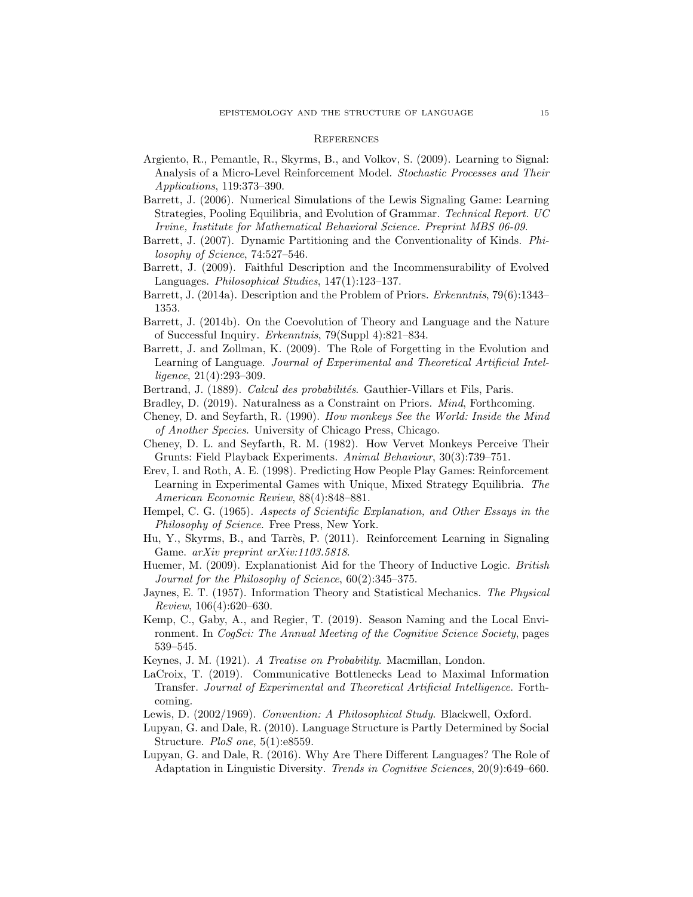## References

Argiento, R., Pemantle, R., Skyrms, B., and Volkov, S. (2009). Learning to Signal: Analysis of a Micro-Level Reinforcement Model. *Stochastic Processes and Their Applications*, 119:373–390.

Barrett, J. (2006). Numerical Simulations of the Lewis Signaling Game: Learning Strategies, Pooling Equilibria, and Evolution of Grammar. *Technical Report. UC Irvine, Institute for Mathematical Behavioral Science. Preprint MBS 06-09*.

Barrett, J. (2007). Dynamic Partitioning and the Conventionality of Kinds. *Philosophy of Science*, 74:527–546.

Barrett, J. (2009). Faithful Description and the Incommensurability of Evolved Languages. *Philosophical Studies*, 147(1):123–137.

Barrett, J. (2014a). Description and the Problem of Priors. *Erkenntnis*, 79(6):1343–1353.

Barrett, J. (2014b). On the Coevolution of Theory and Language and the Nature of Successful Inquiry. *Erkenntnis*, 79(Suppl 4):821–834.

Barrett, J. and Zollman, K. (2009). The Role of Forgetting in the Evolution and Learning of Language. *Journal of Experimental and Theoretical Artificial Intelligence*, 21(4):293–309.

Bertrand, J. (1889). *Calcul des probabilités*. Gauthier-Villars et Fils, Paris.

Bradley, D. (2019). Naturalness as a Constraint on Priors. *Mind*, Forthcoming.

Cheney, D. and Seyfarth, R. (1990). *How monkeys See the World: Inside the Mind of Another Species*. University of Chicago Press, Chicago.

Cheney, D. L. and Seyfarth, R. M. (1982). How Vervet Monkeys Perceive Their Grunts: Field Playback Experiments. *Animal Behaviour*, 30(3):739–751.

Erev, I. and Roth, A. E. (1998). Predicting How People Play Games: Reinforcement Learning in Experimental Games with Unique, Mixed Strategy Equilibria. *The American Economic Review*, 88(4):848–881.

Hempel, C. G. (1965). *Aspects of Scientific Explanation, and Other Essays in the Philosophy of Science*. Free Press, New York.

Hu, Y., Skyrms, B., and Tarrès, P. (2011). Reinforcement Learning in Signaling Game. *arXiv preprint arXiv:1103.5818*.

Huemer, M. (2009). Explanationist Aid for the Theory of Inductive Logic. *British Journal for the Philosophy of Science*, 60(2):345–375.

Jaynes, E. T. (1957). Information Theory and Statistical Mechanics. *The Physical Review*, 106(4):620–630.

Kemp, C., Gaby, A., and Regier, T. (2019). Season Naming and the Local Environment. In *CogSci: The Annual Meeting of the Cognitive Science Society*, pages 539–545.

Keynes, J. M. (1921). *A Treatise on Probability*. Macmillan, London.

LaCroix, T. (2019). Communicative Bottlenecks Lead to Maximal Information Transfer. *Journal of Experimental and Theoretical Artificial Intelligence*. Forthcoming.

Lewis, D. (2002/1969). *Convention: A Philosophical Study*. Blackwell, Oxford.

Lupyan, G. and Dale, R. (2010). Language Structure is Partly Determined by Social Structure. *PloS one*, 5(1):e8559.

Lupyan, G. and Dale, R. (2016). Why Are There Different Languages? The Role of Adaptation in Linguistic Diversity. *Trends in Cognitive Sciences*, 20(9):649–660.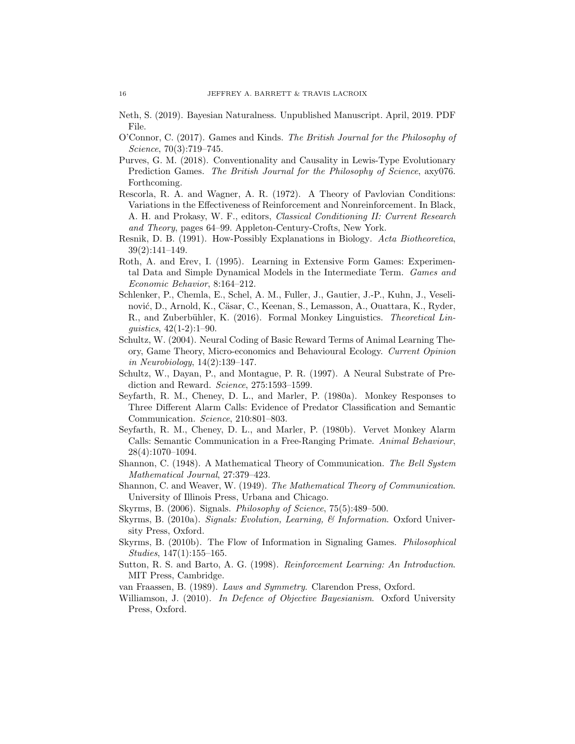Neth, S. (2019). Bayesian Naturalness. Unpublished Manuscript. April, 2019. PDF File.

O'Connor, C. (2017). Games and Kinds. *The British Journal for the Philosophy of Science*, 70(3):719–745.

Purves, G. M. (2018). Conventionality and Causality in Lewis-Type Evolutionary Prediction Games. *The British Journal for the Philosophy of Science*, axy076. Forthcoming.

Rescorla, R. A. and Wagner, A. R. (1972). A Theory of Pavlovian Conditions: Variations in the Effectiveness of Reinforcement and Nonreinforcement. In Black, A. H. and Prokasy, W. F., editors, *Classical Conditioning II: Current Research and Theory*, pages 64–99. Appleton-Century-Crofts, New York.

Resnik, D. B. (1991). How-Possibly Explanations in Biology. *Acta Biotheoretica*, 39(2):141–149.

Roth, A. and Erev, I. (1995). Learning in Extensive Form Games: Experimental Data and Simple Dynamical Models in the Intermediate Term. *Games and Economic Behavior*, 8:164–212.

Schlenker, P., Chemla, E., Schel, A. M., Fuller, J., Gautier, J.-P., Kuhn, J., Veselinović, D., Arnold, K., Cäsar, C., Keenan, S., Lemasson, A., Ouattara, K., Ryder, R., and Zuberbühler, K. (2016). Formal Monkey Linguistics. *Theoretical Linguistics*, 42(1-2):1–90.

Schultz, W. (2004). Neural Coding of Basic Reward Terms of Animal Learning Theory, Game Theory, Micro-economics and Behavioural Ecology. *Current Opinion in Neurobiology*, 14(2):139–147.

Schultz, W., Dayan, P., and Montague, P. R. (1997). A Neural Substrate of Prediction and Reward. *Science*, 275:1593–1599.

Seyfarth, R. M., Cheney, D. L., and Marler, P. (1980a). Monkey Responses to Three Different Alarm Calls: Evidence of Predator Classification and Semantic Communication. *Science*, 210:801–803.

Seyfarth, R. M., Cheney, D. L., and Marler, P. (1980b). Vervet Monkey Alarm Calls: Semantic Communication in a Free-Ranging Primate. *Animal Behaviour*, 28(4):1070–1094.

Shannon, C. (1948). A Mathematical Theory of Communication. *The Bell System Mathematical Journal*, 27:379–423.

Shannon, C. and Weaver, W. (1949). *The Mathematical Theory of Communication*. University of Illinois Press, Urbana and Chicago.

Skyrms, B. (2006). Signals. *Philosophy of Science*, 75(5):489–500.

Skyrms, B. (2010a). *Signals: Evolution, Learning, & Information*. Oxford University Press, Oxford.

Skyrms, B. (2010b). The Flow of Information in Signaling Games. *Philosophical Studies*, 147(1):155–165.

Sutton, R. S. and Barto, A. G. (1998). *Reinforcement Learning: An Introduction*. MIT Press, Cambridge.

van Fraassen, B. (1989). *Laws and Symmetry*. Clarendon Press, Oxford.

Williamson, J. (2010). *In Defence of Objective Bayesianism*. Oxford University Press, Oxford.